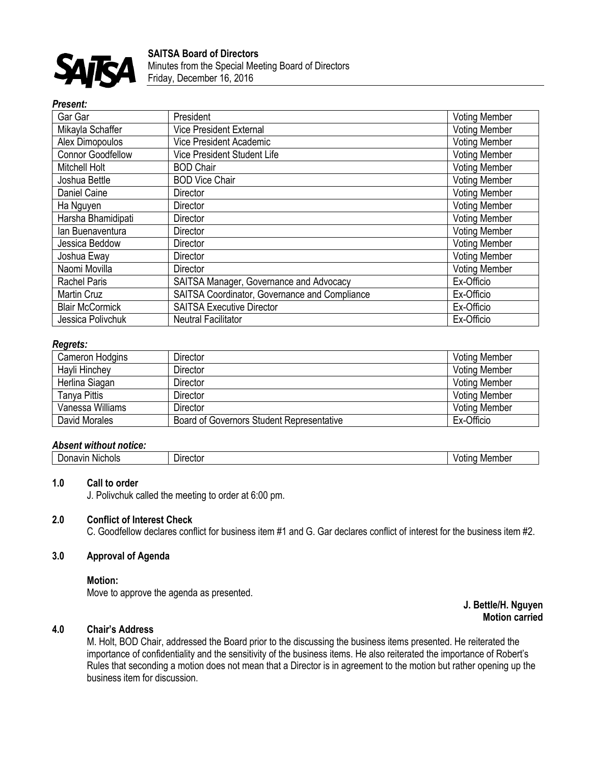**SAITSA Board of Directors**
Minutes from the Special Meeting Board of Directors
Friday, December 16, 2016

***Present:***

| | | |
|---|---|---|
| Gar Gar | President | Voting Member |
| Mikayla Schaffer | Vice President External | Voting Member |
| Alex Dimopoulos | Vice President Academic | Voting Member |
| Connor Goodfellow | Vice President Student Life | Voting Member |
| Mitchell Holt | BOD Chair | Voting Member |
| Joshua Bettle | BOD Vice Chair | Voting Member |
| Daniel Caine | Director | Voting Member |
| Ha Nguyen | Director | Voting Member |
| Harsha Bhamidipati | Director | Voting Member |
| Ian Buenaventura | Director | Voting Member |
| Jessica Beddow | Director | Voting Member |
| Joshua Eway | Director | Voting Member |
| Naomi Movilla | Director | Voting Member |
| Rachel Paris | SAITSA Manager, Governance and Advocacy | Ex-Officio |
| Martin Cruz | SAITSA Coordinator, Governance and Compliance | Ex-Officio |
| Blair McCormick | SAITSA Executive Director | Ex-Officio |
| Jessica Polivchuk | Neutral Facilitator | Ex-Officio |

***Regrets:***

| | | |
|---|---|---|
| Cameron Hodgins | Director | Voting Member |
| Hayli Hinchey | Director | Voting Member |
| Herlina Siagan | Director | Voting Member |
| Tanya Pittis | Director | Voting Member |
| Vanessa Williams | Director | Voting Member |
| David Morales | Board of Governors Student Representative | Ex-Officio |

***Absent without notice:***

| | | |
|---|---|---|
| Donavin Nichols | Director | Voting Member |

**1.0 Call to order**

J. Polivchuk called the meeting to order at 6:00 pm.

**2.0 Conflict of Interest Check**

C. Goodfellow declares conflict for business item #1 and G. Gar declares conflict of interest for the business item #2.

**3.0 Approval of Agenda**

**Motion:**
Move to approve the agenda as presented.

**J. Bettle/H. Nguyen**
**Motion carried**

**4.0 Chair's Address**

M. Holt, BOD Chair, addressed the Board prior to the discussing the business items presented. He reiterated the importance of confidentiality and the sensitivity of the business items. He also reiterated the importance of Robert's Rules that seconding a motion does not mean that a Director is in agreement to the motion but rather opening up the business item for discussion.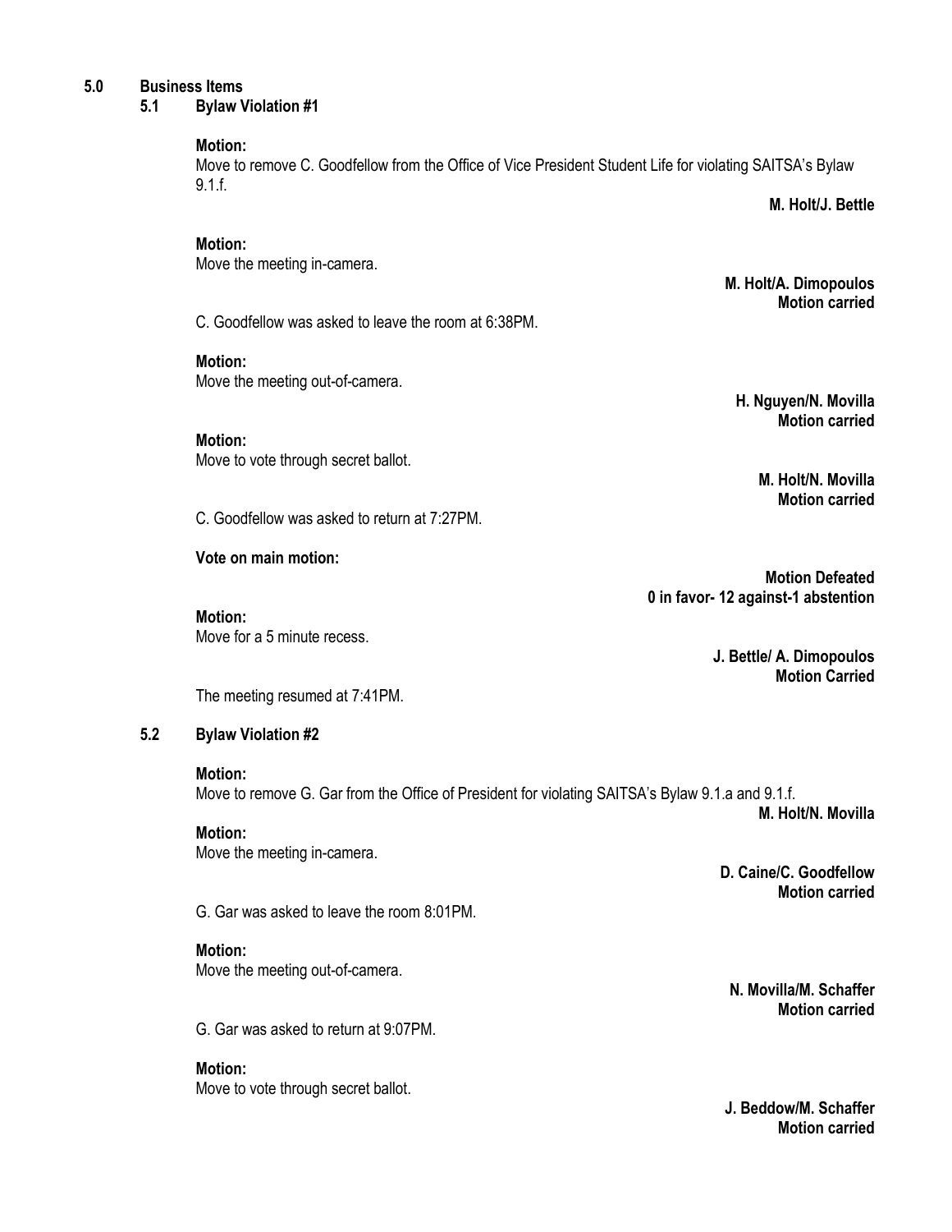## 5.0 Business Items

### 5.1 Bylaw Violation #1

**Motion:**
Move to remove C. Goodfellow from the Office of Vice President Student Life for violating SAITSA's Bylaw 9.1.f.

**M. Holt/J. Bettle**

**Motion:**
Move the meeting in-camera.

**M. Holt/A. Dimopoulos**
**Motion carried**

C. Goodfellow was asked to leave the room at 6:38PM.

**Motion:**
Move the meeting out-of-camera.

**H. Nguyen/N. Movilla**
**Motion carried**

**Motion:**
Move to vote through secret ballot.

**M. Holt/N. Movilla**
**Motion carried**

C. Goodfellow was asked to return at 7:27PM.

**Vote on main motion:**

**Motion Defeated**
**0 in favor- 12 against-1 abstention**

**Motion:**
Move for a 5 minute recess.

**J. Bettle/ A. Dimopoulos**
**Motion Carried**

The meeting resumed at 7:41PM.

### 5.2 Bylaw Violation #2

**Motion:**
Move to remove G. Gar from the Office of President for violating SAITSA's Bylaw 9.1.a and 9.1.f.

**M. Holt/N. Movilla**

**Motion:**
Move the meeting in-camera.

**D. Caine/C. Goodfellow**
**Motion carried**

G. Gar was asked to leave the room 8:01PM.

**Motion:**
Move the meeting out-of-camera.

**N. Movilla/M. Schaffer**
**Motion carried**

G. Gar was asked to return at 9:07PM.

**Motion:**
Move to vote through secret ballot.

**J. Beddow/M. Schaffer**
**Motion carried**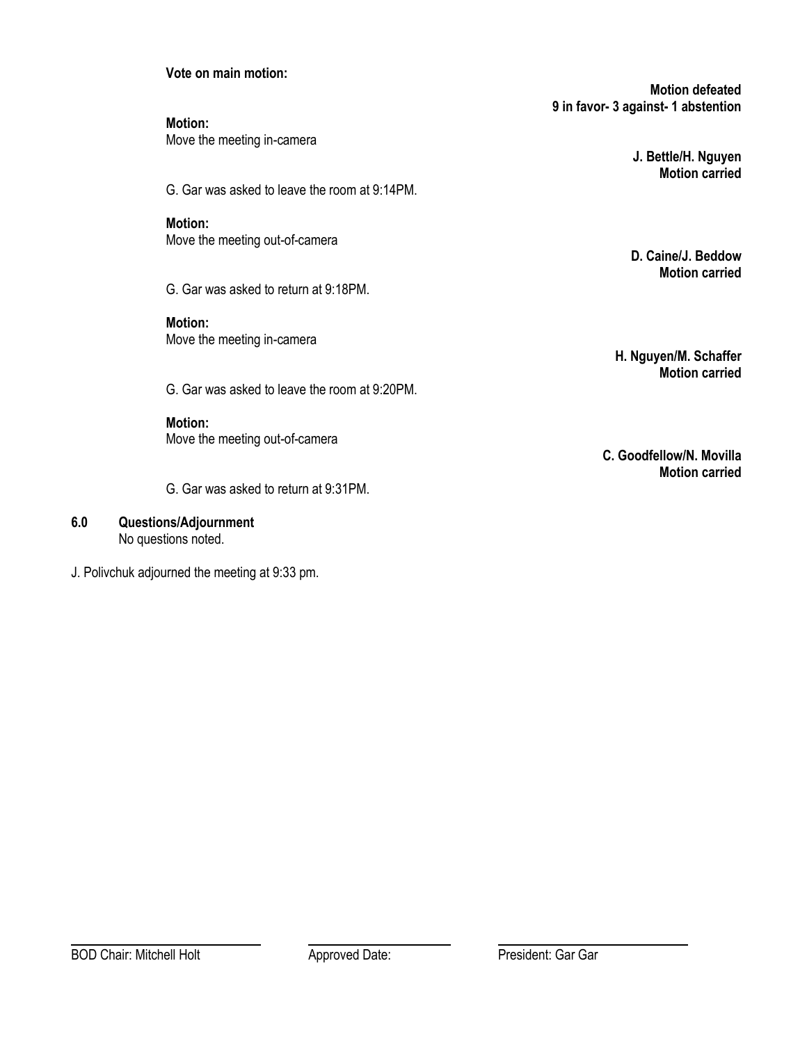**Vote on main motion:**

**Motion defeated**
**9 in favor- 3 against- 1 abstention**

**Motion:**
Move the meeting in-camera

**J. Bettle/H. Nguyen**
**Motion carried**

G. Gar was asked to leave the room at 9:14PM.

**Motion:**
Move the meeting out-of-camera

**D. Caine/J. Beddow**
**Motion carried**

G. Gar was asked to return at 9:18PM.

**Motion:**
Move the meeting in-camera

**H. Nguyen/M. Schaffer**
**Motion carried**

G. Gar was asked to leave the room at 9:20PM.

**Motion:**
Move the meeting out-of-camera

**C. Goodfellow/N. Movilla**
**Motion carried**

G. Gar was asked to return at 9:31PM.

## 6.0 Questions/Adjournment

No questions noted.

J. Polivchuk adjourned the meeting at 9:33 pm.

BOD Chair: Mitchell Holt

Approved Date:

President: Gar Gar